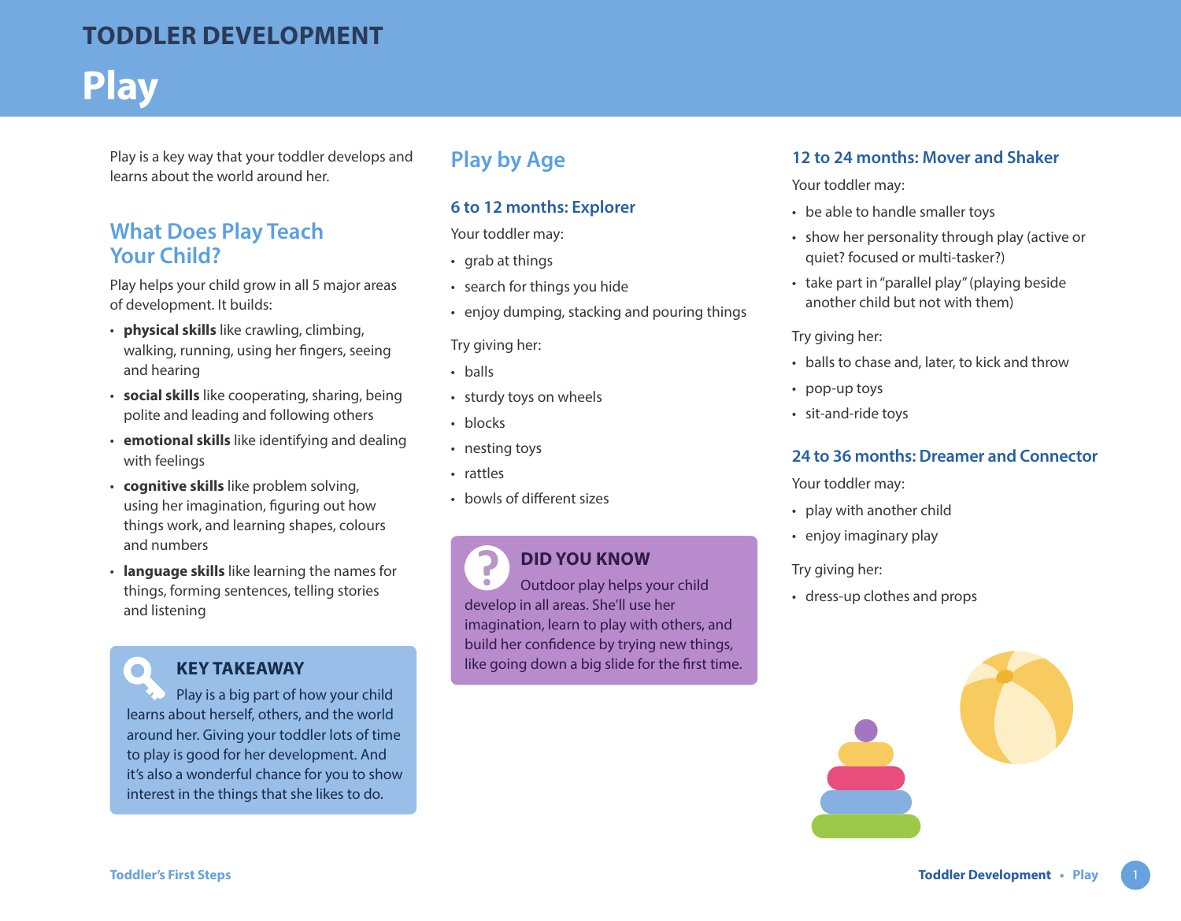# TODDLER DEVELOPMENT

# Play

Play is a key way that your toddler develops and learns about the world around her.

## What Does Play Teach Your Child?

Play helps your child grow in all 5 major areas of development. It builds:

- **physical skills** like crawling, climbing, walking, running, using her fingers, seeing and hearing
- **social skills** like cooperating, sharing, being polite and leading and following others
- **emotional skills** like identifying and dealing with feelings
- **cognitive skills** like problem solving, using her imagination, figuring out how things work, and learning shapes, colours and numbers
- **language skills** like learning the names for things, forming sentences, telling stories and listening

> **KEY TAKEAWAY**
>
> Play is a big part of how your child learns about herself, others, and the world around her. Giving your toddler lots of time to play is good for her development. And it's also a wonderful chance for you to show interest in the things that she likes to do.

## Play by Age

### 6 to 12 months: Explorer

Your toddler may:

- grab at things
- search for things you hide
- enjoy dumping, stacking and pouring things

Try giving her:

- balls
- sturdy toys on wheels
- blocks
- nesting toys
- rattles
- bowls of different sizes

> **DID YOU KNOW**
>
> Outdoor play helps your child develop in all areas. She'll use her imagination, learn to play with others, and build her confidence by trying new things, like going down a big slide for the first time.

### 12 to 24 months: Mover and Shaker

Your toddler may:

- be able to handle smaller toys
- show her personality through play (active or quiet? focused or multi-tasker?)
- take part in "parallel play" (playing beside another child but not with them)

Try giving her:

- balls to chase and, later, to kick and throw
- pop-up toys
- sit-and-ride toys

### 24 to 36 months: Dreamer and Connector

Your toddler may:

- play with another child
- enjoy imaginary play

Try giving her:

- dress-up clothes and props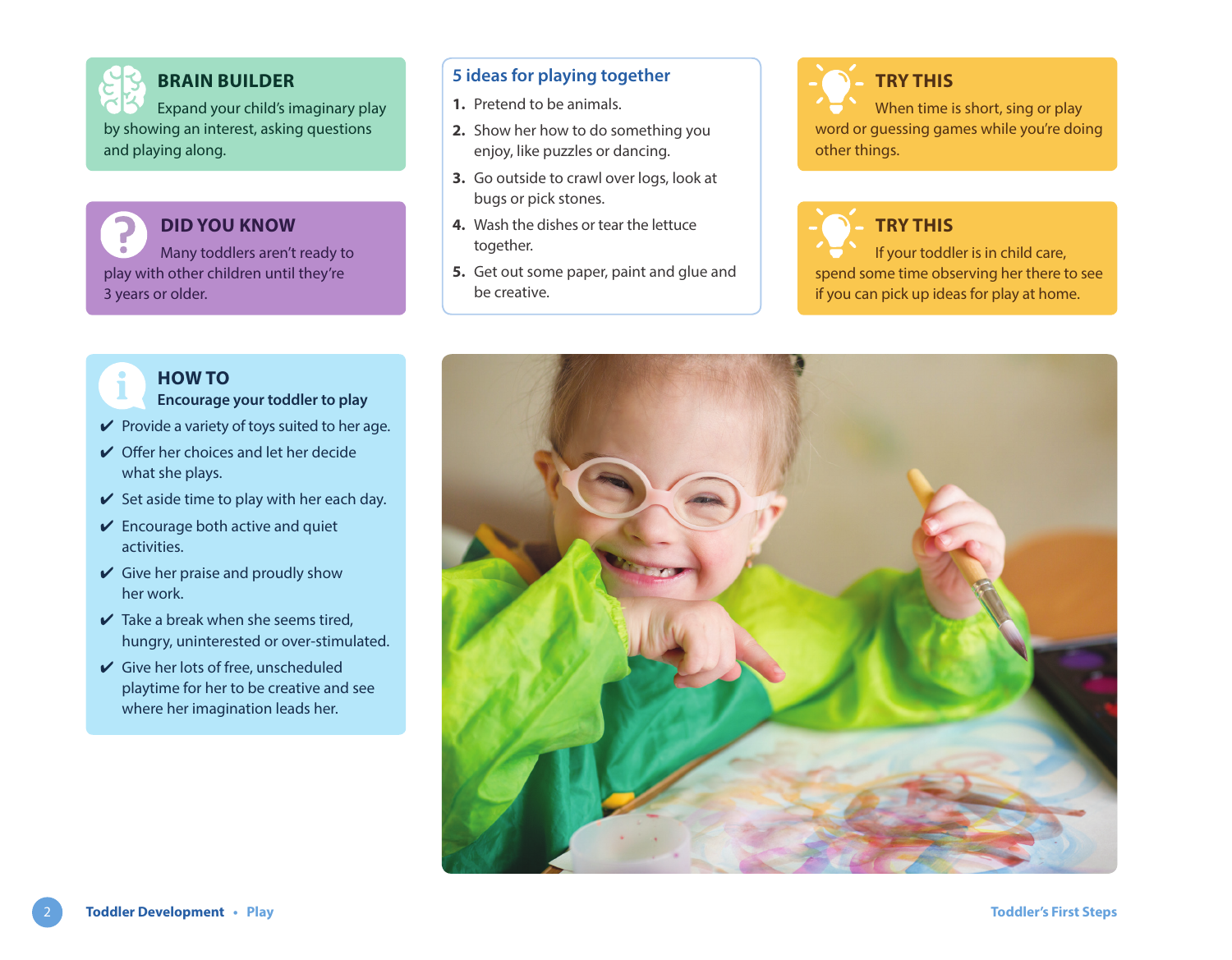## BRAIN BUILDER

Expand your child's imaginary play by showing an interest, asking questions and playing along.

## DID YOU KNOW

Many toddlers aren't ready to play with other children until they're 3 years or older.

## HOW TO

**Encourage your toddler to play**

- ✔ Provide a variety of toys suited to her age.
- ✔ Offer her choices and let her decide what she plays.
- ✔ Set aside time to play with her each day.
- ✔ Encourage both active and quiet activities.
- ✔ Give her praise and proudly show her work.
- ✔ Take a break when she seems tired, hungry, uninterested or over-stimulated.
- ✔ Give her lots of free, unscheduled playtime for her to be creative and see where her imagination leads her.

## 5 ideas for playing together

1. Pretend to be animals.
2. Show her how to do something you enjoy, like puzzles or dancing.
3. Go outside to crawl over logs, look at bugs or pick stones.
4. Wash the dishes or tear the lettuce together.
5. Get out some paper, paint and glue and be creative.

## TRY THIS

When time is short, sing or play word or guessing games while you're doing other things.

## TRY THIS

If your toddler is in child care, spend some time observing her there to see if you can pick up ideas for play at home.